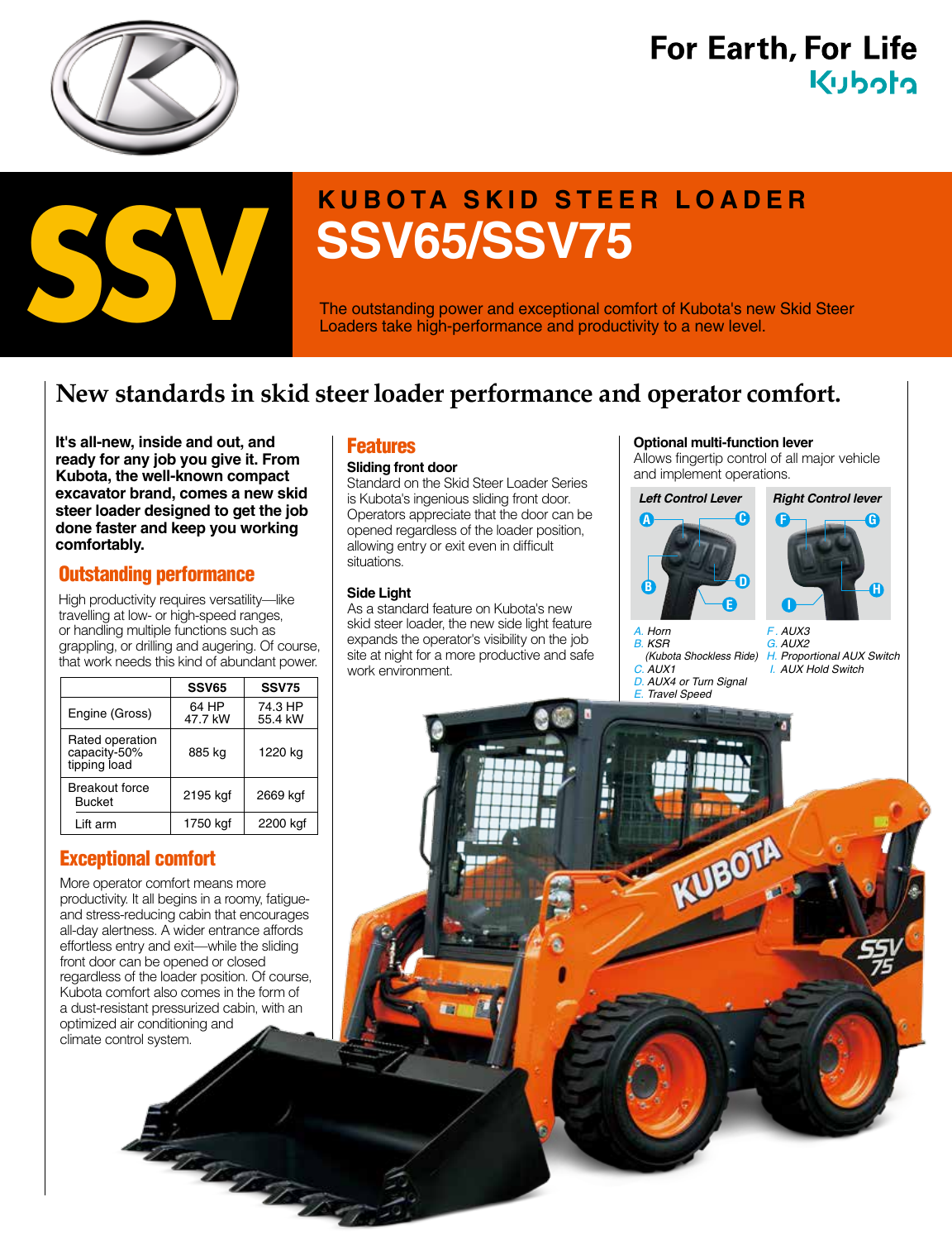For Earth, For Life
Kubota

# SSV

## KUBOTA SKID STEER LOADER
# SSV65/SSV75

The outstanding power and exceptional comfort of Kubota's new Skid Steer Loaders take high-performance and productivity to a new level.

## New standards in skid steer loader performance and operator comfort.

**It's all-new, inside and out, and ready for any job you give it. From Kubota, the well-known compact excavator brand, comes a new skid steer loader designed to get the job done faster and keep you working comfortably.**

### Outstanding performance

High productivity requires versatility—like travelling at low- or high-speed ranges, or handling multiple functions such as grappling, or drilling and augering. Of course, that work needs this kind of abundant power.

| | SSV65 | SSV75 |
|---|---|---|
| Engine (Gross) | 64 HP 47.7 kW | 74.3 HP 55.4 kW |
| Rated operation capacity-50% tipping load | 885 kg | 1220 kg |
| Breakout force Bucket | 2195 kgf | 2669 kgf |
| Lift arm | 1750 kgf | 2200 kgf |

### Exceptional comfort

More operator comfort means more productivity. It all begins in a roomy, fatigue- and stress-reducing cabin that encourages all-day alertness. A wider entrance affords effortless entry and exit—while the sliding front door can be opened or closed regardless of the loader position. Of course, Kubota comfort also comes in the form of a dust-resistant pressurized cabin, with an optimized air conditioning and climate control system.

### Features

**Sliding front door**
Standard on the Skid Steer Loader Series is Kubota's ingenious sliding front door. Operators appreciate that the door can be opened regardless of the loader position, allowing entry or exit even in difficult situations.

**Side Light**
As a standard feature on Kubota's new skid steer loader, the new side light feature expands the operator's visibility on the job site at night for a more productive and safe work environment.

**Optional multi-function lever**
Allows fingertip control of all major vehicle and implement operations.

*Left Control Lever* / *Right Control lever*

*A. Horn*
*B. KSR (Kubota Shockless Ride)*
*C. AUX1*
*D. AUX4 or Turn Signal*
*E. Travel Speed*
*F. AUX3*
*G. AUX2*
*H. Proportional AUX Switch*
*I. AUX Hold Switch*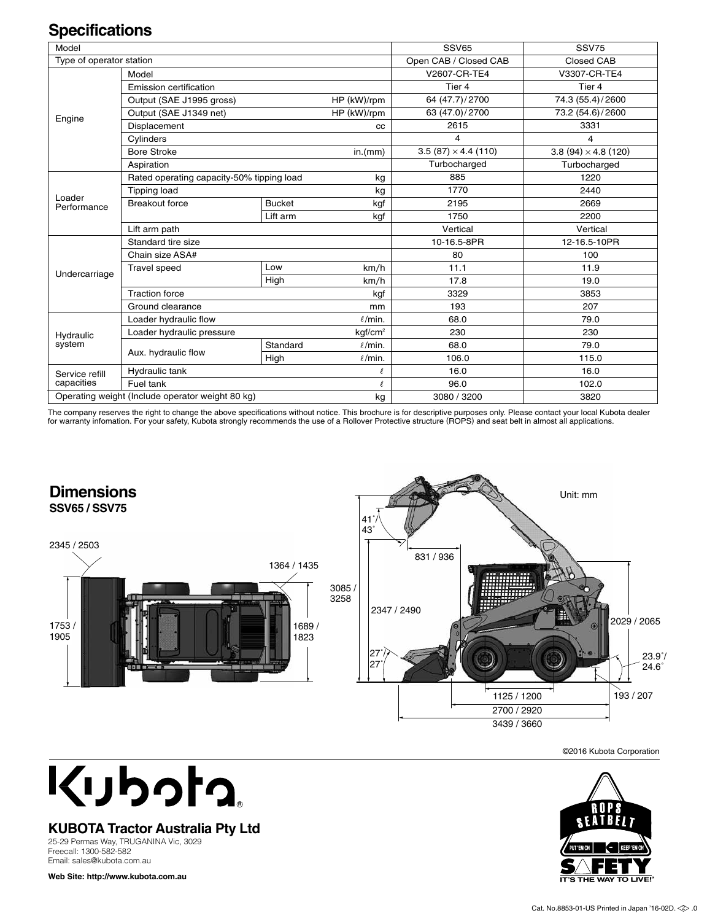## Specifications

| Model | | | | SSV65 | SSV75 |
|---|---|---|---|---|---|
| Type of operator station | | | | Open CAB / Closed CAB | Closed CAB |
| Engine | Model | | | V2607-CR-TE4 | V3307-CR-TE4 |
| | Emission certification | | | Tier 4 | Tier 4 |
| | Output (SAE J1995 gross) | | HP (kW)/rpm | 64 (47.7)/2700 | 74.3 (55.4)/2600 |
| | Output (SAE J1349 net) | | HP (kW)/rpm | 63 (47.0)/2700 | 73.2 (54.6)/2600 |
| | Displacement | | cc | 2615 | 3331 |
| | Cylinders | | | 4 | 4 |
| | Bore Stroke | | in.(mm) | 3.5 (87) × 4.4 (110) | 3.8 (94) × 4.8 (120) |
| | Aspiration | | | Turbocharged | Turbocharged |
| Loader Performance | Rated operating capacity-50% tipping load | | kg | 885 | 1220 |
| | Tipping load | | kg | 1770 | 2440 |
| | Breakout force | Bucket | kgf | 2195 | 2669 |
| | | Lift arm | kgf | 1750 | 2200 |
| | Lift arm path | | | Vertical | Vertical |
| Undercarriage | Standard tire size | | | 10-16.5-8PR | 12-16.5-10PR |
| | Chain size ASA# | | | 80 | 100 |
| | Travel speed | Low | km/h | 11.1 | 11.9 |
| | | High | km/h | 17.8 | 19.0 |
| | Traction force | | kgf | 3329 | 3853 |
| | Ground clearance | | mm | 193 | 207 |
| Hydraulic system | Loader hydraulic flow | | ℓ/min. | 68.0 | 79.0 |
| | Loader hydraulic pressure | | kgf/cm² | 230 | 230 |
| | Aux. hydraulic flow | Standard | ℓ/min. | 68.0 | 79.0 |
| | | High | ℓ/min. | 106.0 | 115.0 |
| Service refill capacities | Hydraulic tank | | ℓ | 16.0 | 16.0 |
| | Fuel tank | | ℓ | 96.0 | 102.0 |
| Operating weight (Include operator weight 80 kg) | | | kg | 3080 / 3200 | 3820 |

The company reserves the right to change the above specifications without notice. This brochure is for descriptive purposes only. Please contact your local Kubota dealer for warranty infomation. For your safety, Kubota strongly recommends the use of a Rollover Protective structure (ROPS) and seat belt in almost all applications.

## Dimensions

**SSV65 / SSV75**

Unit: mm

2345 / 2503
1364 / 1435
1753 / 1905
1689 / 1823
41°/ 43°
831 / 936
3085 / 3258
2347 / 2490
2029 / 2065
27°/ 27°
23.9°/ 24.6°
193 / 207
1125 / 1200
2700 / 2920
3439 / 3660

©2016 Kubota Corporation

**KUBOTA Tractor Australia Pty Ltd**

25-29 Permas Way, TRUGANINA Vic, 3029
Freecall: 1300-582-582
Email: sales@kubota.com.au

**Web Site: http://www.kubota.com.au**

ROPS SEATBELT
PUT 'EM ON · KEEP 'EM ON
SAFETY
IT'S THE WAY TO LIVE!

Cat. No.8853-01-US Printed in Japan '16-02D.